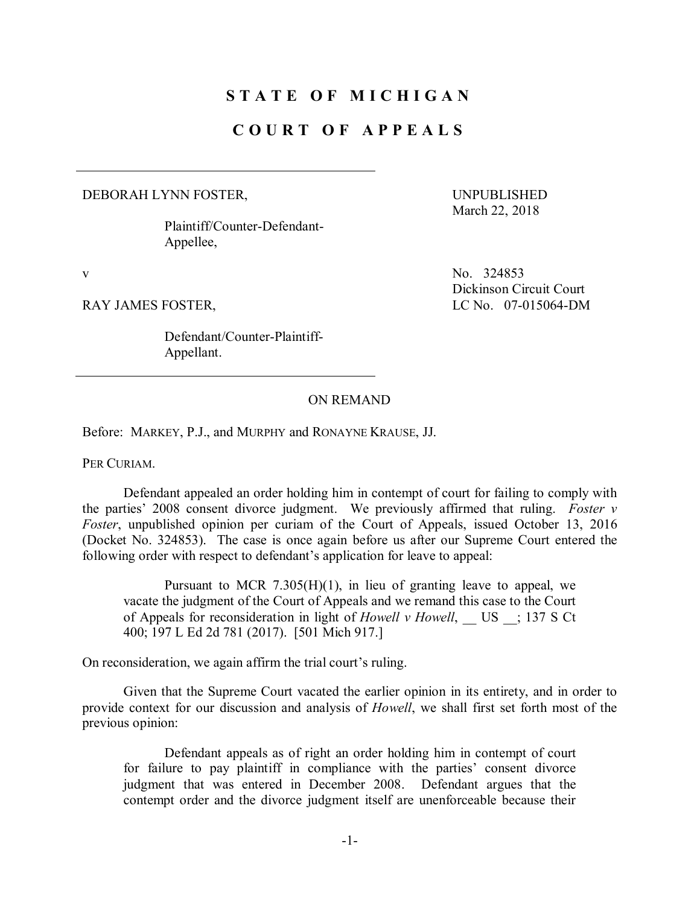# STATE OF MICHIGAN

# COURT OF APPEALS

DEBORAH LYNN FOSTER,

Plaintiff/Counter-Defendant-Appellee,

v

RAY JAMES FOSTER,

Defendant/Counter-Plaintiff-Appellant.

UNPUBLISHED
March 22, 2018

No. 324853
Dickinson Circuit Court
LC No. 07-015064-DM

ON REMAND

Before: MARKEY, P.J., and MURPHY and RONAYNE KRAUSE, JJ.

PER CURIAM.

Defendant appealed an order holding him in contempt of court for failing to comply with the parties' 2008 consent divorce judgment. We previously affirmed that ruling. *Foster v Foster*, unpublished opinion per curiam of the Court of Appeals, issued October 13, 2016 (Docket No. 324853). The case is once again before us after our Supreme Court entered the following order with respect to defendant's application for leave to appeal:

> Pursuant to MCR 7.305(H)(1), in lieu of granting leave to appeal, we vacate the judgment of the Court of Appeals and we remand this case to the Court of Appeals for reconsideration in light of *Howell v Howell*, __ US __; 137 S Ct 400; 197 L Ed 2d 781 (2017). [501 Mich 917.]

On reconsideration, we again affirm the trial court's ruling.

Given that the Supreme Court vacated the earlier opinion in its entirety, and in order to provide context for our discussion and analysis of *Howell*, we shall first set forth most of the previous opinion:

> Defendant appeals as of right an order holding him in contempt of court for failure to pay plaintiff in compliance with the parties' consent divorce judgment that was entered in December 2008. Defendant argues that the contempt order and the divorce judgment itself are unenforceable because their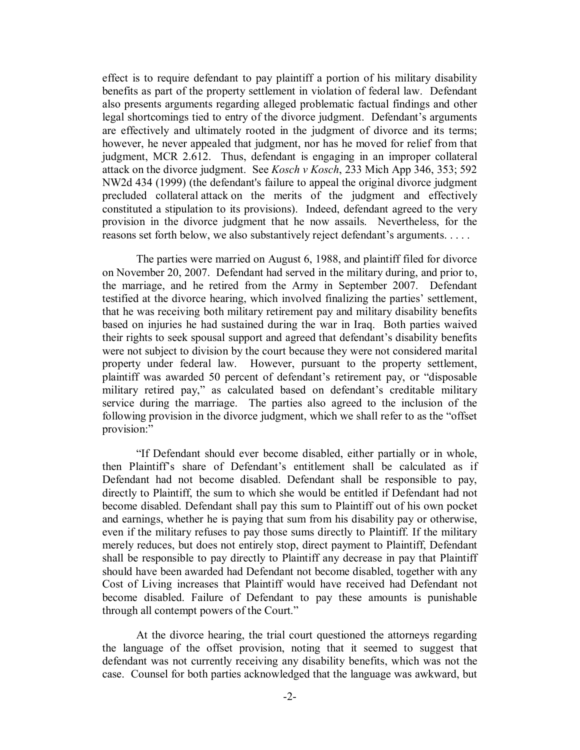effect is to require defendant to pay plaintiff a portion of his military disability benefits as part of the property settlement in violation of federal law. Defendant also presents arguments regarding alleged problematic factual findings and other legal shortcomings tied to entry of the divorce judgment. Defendant's arguments are effectively and ultimately rooted in the judgment of divorce and its terms; however, he never appealed that judgment, nor has he moved for relief from that judgment, MCR 2.612. Thus, defendant is engaging in an improper collateral attack on the divorce judgment. See *Kosch v Kosch*, 233 Mich App 346, 353; 592 NW2d 434 (1999) (the defendant's failure to appeal the original divorce judgment precluded collateral attack on the merits of the judgment and effectively constituted a stipulation to its provisions). Indeed, defendant agreed to the very provision in the divorce judgment that he now assails. Nevertheless, for the reasons set forth below, we also substantively reject defendant's arguments. . . . .

The parties were married on August 6, 1988, and plaintiff filed for divorce on November 20, 2007. Defendant had served in the military during, and prior to, the marriage, and he retired from the Army in September 2007. Defendant testified at the divorce hearing, which involved finalizing the parties' settlement, that he was receiving both military retirement pay and military disability benefits based on injuries he had sustained during the war in Iraq. Both parties waived their rights to seek spousal support and agreed that defendant's disability benefits were not subject to division by the court because they were not considered marital property under federal law. However, pursuant to the property settlement, plaintiff was awarded 50 percent of defendant's retirement pay, or "disposable military retired pay," as calculated based on defendant's creditable military service during the marriage. The parties also agreed to the inclusion of the following provision in the divorce judgment, which we shall refer to as the "offset provision:"

> "If Defendant should ever become disabled, either partially or in whole, then Plaintiff's share of Defendant's entitlement shall be calculated as if Defendant had not become disabled. Defendant shall be responsible to pay, directly to Plaintiff, the sum to which she would be entitled if Defendant had not become disabled. Defendant shall pay this sum to Plaintiff out of his own pocket and earnings, whether he is paying that sum from his disability pay or otherwise, even if the military refuses to pay those sums directly to Plaintiff. If the military merely reduces, but does not entirely stop, direct payment to Plaintiff, Defendant shall be responsible to pay directly to Plaintiff any decrease in pay that Plaintiff should have been awarded had Defendant not become disabled, together with any Cost of Living increases that Plaintiff would have received had Defendant not become disabled. Failure of Defendant to pay these amounts is punishable through all contempt powers of the Court."

At the divorce hearing, the trial court questioned the attorneys regarding the language of the offset provision, noting that it seemed to suggest that defendant was not currently receiving any disability benefits, which was not the case. Counsel for both parties acknowledged that the language was awkward, but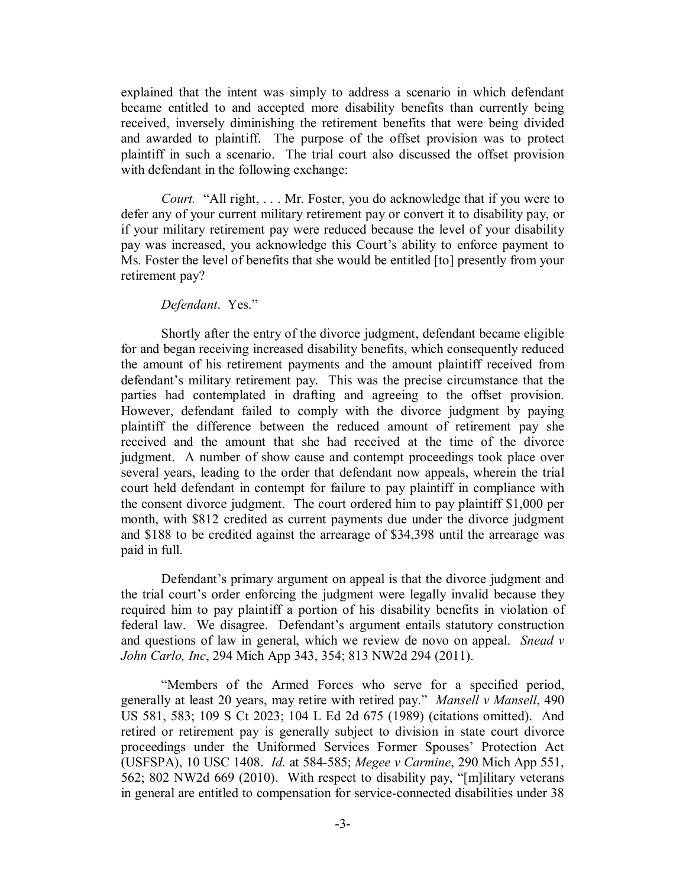explained that the intent was simply to address a scenario in which defendant became entitled to and accepted more disability benefits than currently being received, inversely diminishing the retirement benefits that were being divided and awarded to plaintiff. The purpose of the offset provision was to protect plaintiff in such a scenario. The trial court also discussed the offset provision with defendant in the following exchange:

> *Court.* "All right, . . . Mr. Foster, you do acknowledge that if you were to defer any of your current military retirement pay or convert it to disability pay, or if your military retirement pay were reduced because the level of your disability pay was increased, you acknowledge this Court's ability to enforce payment to Ms. Foster the level of benefits that she would be entitled [to] presently from your retirement pay?
>
> *Defendant*. Yes."

Shortly after the entry of the divorce judgment, defendant became eligible for and began receiving increased disability benefits, which consequently reduced the amount of his retirement payments and the amount plaintiff received from defendant's military retirement pay. This was the precise circumstance that the parties had contemplated in drafting and agreeing to the offset provision. However, defendant failed to comply with the divorce judgment by paying plaintiff the difference between the reduced amount of retirement pay she received and the amount that she had received at the time of the divorce judgment. A number of show cause and contempt proceedings took place over several years, leading to the order that defendant now appeals, wherein the trial court held defendant in contempt for failure to pay plaintiff in compliance with the consent divorce judgment. The court ordered him to pay plaintiff $1,000 per month, with $812 credited as current payments due under the divorce judgment and $188 to be credited against the arrearage of $34,398 until the arrearage was paid in full.

Defendant's primary argument on appeal is that the divorce judgment and the trial court's order enforcing the judgment were legally invalid because they required him to pay plaintiff a portion of his disability benefits in violation of federal law. We disagree. Defendant's argument entails statutory construction and questions of law in general, which we review de novo on appeal. *Snead v John Carlo, Inc*, 294 Mich App 343, 354; 813 NW2d 294 (2011).

"Members of the Armed Forces who serve for a specified period, generally at least 20 years, may retire with retired pay." *Mansell v Mansell*, 490 US 581, 583; 109 S Ct 2023; 104 L Ed 2d 675 (1989) (citations omitted). And retired or retirement pay is generally subject to division in state court divorce proceedings under the Uniformed Services Former Spouses' Protection Act (USFSPA), 10 USC 1408. *Id.* at 584-585; *Megee v Carmine*, 290 Mich App 551, 562; 802 NW2d 669 (2010). With respect to disability pay, "[m]ilitary veterans in general are entitled to compensation for service-connected disabilities under 38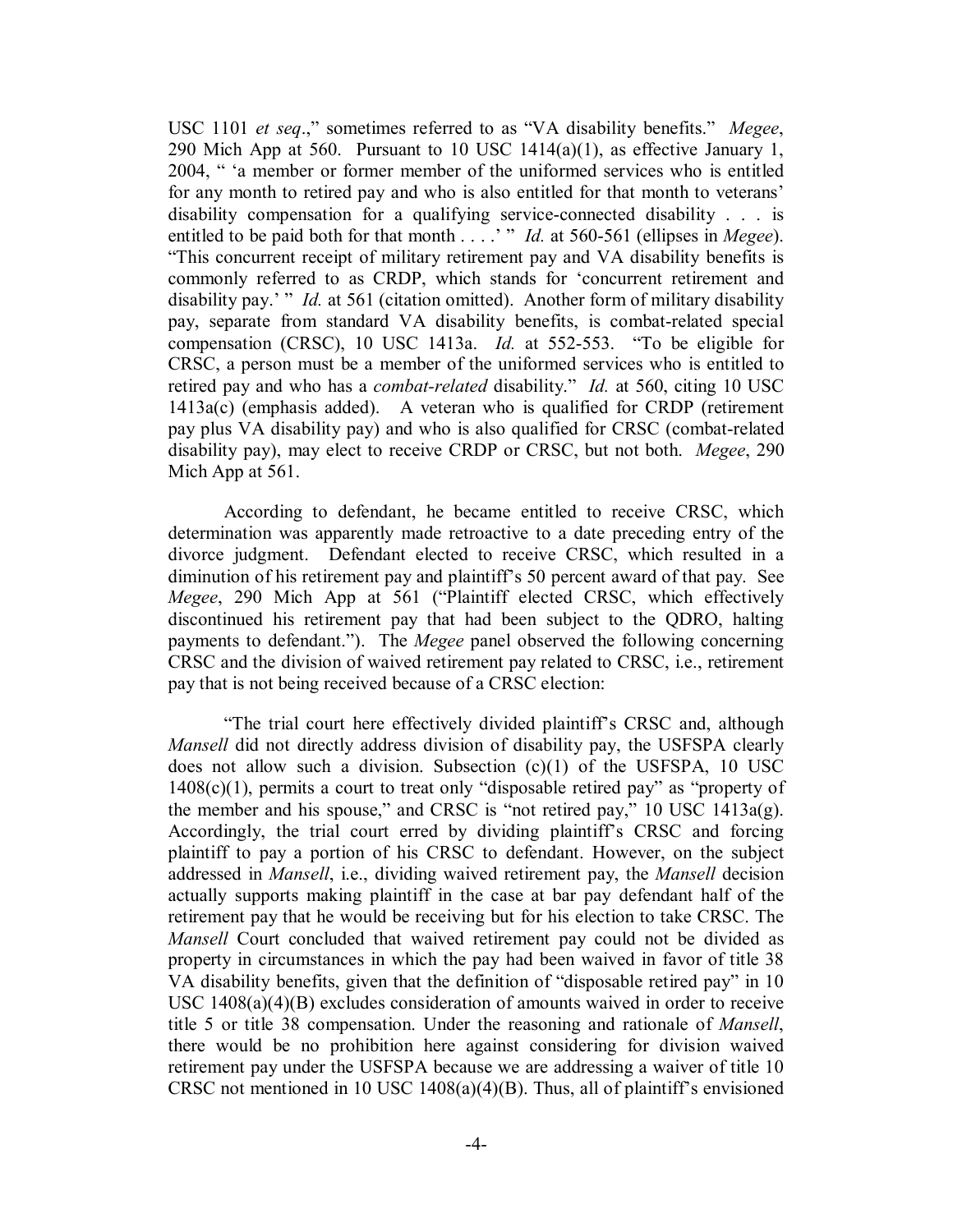USC 1101 *et seq*.," sometimes referred to as "VA disability benefits." *Megee*, 290 Mich App at 560. Pursuant to 10 USC 1414(a)(1), as effective January 1, 2004, " 'a member or former member of the uniformed services who is entitled for any month to retired pay and who is also entitled for that month to veterans' disability compensation for a qualifying service-connected disability . . . is entitled to be paid both for that month . . . .' " *Id.* at 560-561 (ellipses in *Megee*). "This concurrent receipt of military retirement pay and VA disability benefits is commonly referred to as CRDP, which stands for 'concurrent retirement and disability pay.' " *Id.* at 561 (citation omitted). Another form of military disability pay, separate from standard VA disability benefits, is combat-related special compensation (CRSC), 10 USC 1413a. *Id.* at 552-553. "To be eligible for CRSC, a person must be a member of the uniformed services who is entitled to retired pay and who has a *combat-related* disability." *Id.* at 560, citing 10 USC 1413a(c) (emphasis added). A veteran who is qualified for CRDP (retirement pay plus VA disability pay) and who is also qualified for CRSC (combat-related disability pay), may elect to receive CRDP or CRSC, but not both. *Megee*, 290 Mich App at 561.

According to defendant, he became entitled to receive CRSC, which determination was apparently made retroactive to a date preceding entry of the divorce judgment. Defendant elected to receive CRSC, which resulted in a diminution of his retirement pay and plaintiff's 50 percent award of that pay. See *Megee*, 290 Mich App at 561 ("Plaintiff elected CRSC, which effectively discontinued his retirement pay that had been subject to the QDRO, halting payments to defendant."). The *Megee* panel observed the following concerning CRSC and the division of waived retirement pay related to CRSC, i.e., retirement pay that is not being received because of a CRSC election:

> "The trial court here effectively divided plaintiff's CRSC and, although *Mansell* did not directly address division of disability pay, the USFSPA clearly does not allow such a division. Subsection (c)(1) of the USFSPA, 10 USC 1408(c)(1), permits a court to treat only "disposable retired pay" as "property of the member and his spouse," and CRSC is "not retired pay," 10 USC 1413a(g). Accordingly, the trial court erred by dividing plaintiff's CRSC and forcing plaintiff to pay a portion of his CRSC to defendant. However, on the subject addressed in *Mansell*, i.e., dividing waived retirement pay, the *Mansell* decision actually supports making plaintiff in the case at bar pay defendant half of the retirement pay that he would be receiving but for his election to take CRSC. The *Mansell* Court concluded that waived retirement pay could not be divided as property in circumstances in which the pay had been waived in favor of title 38 VA disability benefits, given that the definition of "disposable retired pay" in 10 USC 1408(a)(4)(B) excludes consideration of amounts waived in order to receive title 5 or title 38 compensation. Under the reasoning and rationale of *Mansell*, there would be no prohibition here against considering for division waived retirement pay under the USFSPA because we are addressing a waiver of title 10 CRSC not mentioned in 10 USC 1408(a)(4)(B). Thus, all of plaintiff's envisioned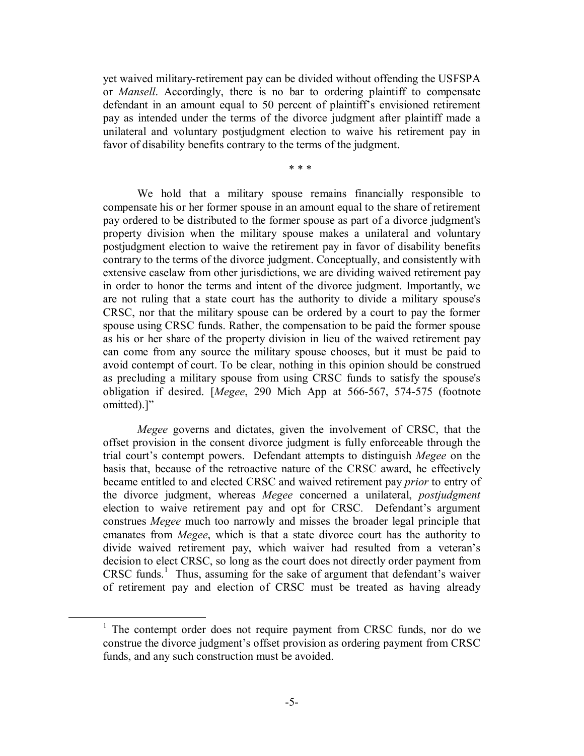yet waived military-retirement pay can be divided without offending the USFSPA or *Mansell*. Accordingly, there is no bar to ordering plaintiff to compensate defendant in an amount equal to 50 percent of plaintiff's envisioned retirement pay as intended under the terms of the divorce judgment after plaintiff made a unilateral and voluntary postjudgment election to waive his retirement pay in favor of disability benefits contrary to the terms of the judgment.

\* \* \*

We hold that a military spouse remains financially responsible to compensate his or her former spouse in an amount equal to the share of retirement pay ordered to be distributed to the former spouse as part of a divorce judgment's property division when the military spouse makes a unilateral and voluntary postjudgment election to waive the retirement pay in favor of disability benefits contrary to the terms of the divorce judgment. Conceptually, and consistently with extensive caselaw from other jurisdictions, we are dividing waived retirement pay in order to honor the terms and intent of the divorce judgment. Importantly, we are not ruling that a state court has the authority to divide a military spouse's CRSC, nor that the military spouse can be ordered by a court to pay the former spouse using CRSC funds. Rather, the compensation to be paid the former spouse as his or her share of the property division in lieu of the waived retirement pay can come from any source the military spouse chooses, but it must be paid to avoid contempt of court. To be clear, nothing in this opinion should be construed as precluding a military spouse from using CRSC funds to satisfy the spouse's obligation if desired. [*Megee*, 290 Mich App at 566-567, 574-575 (footnote omitted).]"

*Megee* governs and dictates, given the involvement of CRSC, that the offset provision in the consent divorce judgment is fully enforceable through the trial court's contempt powers. Defendant attempts to distinguish *Megee* on the basis that, because of the retroactive nature of the CRSC award, he effectively became entitled to and elected CRSC and waived retirement pay *prior* to entry of the divorce judgment, whereas *Megee* concerned a unilateral, *postjudgment* election to waive retirement pay and opt for CRSC. Defendant's argument construes *Megee* much too narrowly and misses the broader legal principle that emanates from *Megee*, which is that a state divorce court has the authority to divide waived retirement pay, which waiver had resulted from a veteran's decision to elect CRSC, so long as the court does not directly order payment from CRSC funds.[1] Thus, assuming for the sake of argument that defendant's waiver of retirement pay and election of CRSC must be treated as having already

---

[1] The contempt order does not require payment from CRSC funds, nor do we construe the divorce judgment's offset provision as ordering payment from CRSC funds, and any such construction must be avoided.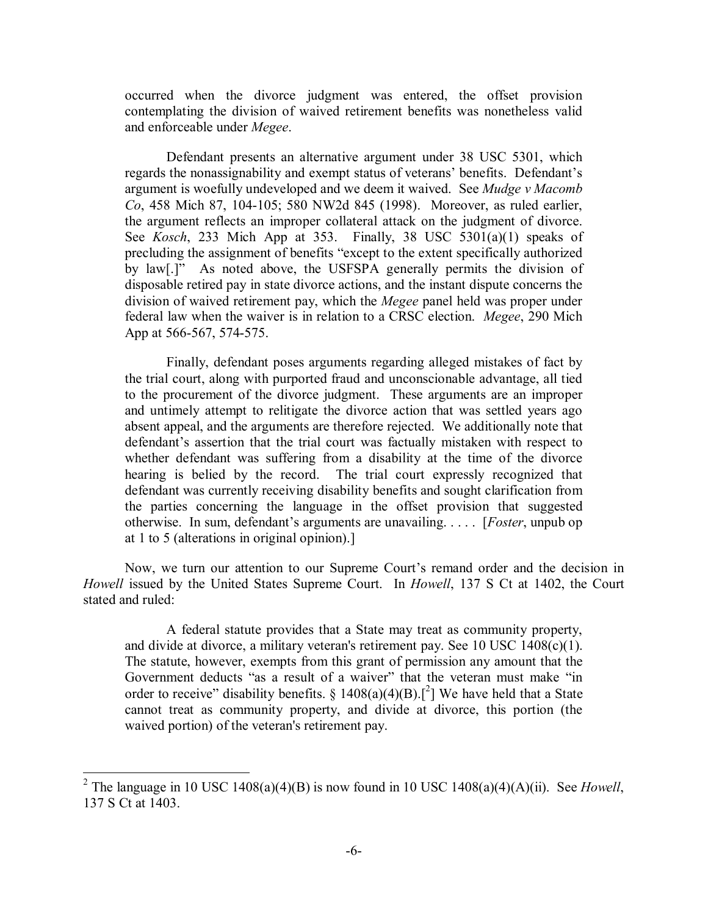occurred when the divorce judgment was entered, the offset provision contemplating the division of waived retirement benefits was nonetheless valid and enforceable under *Megee*.

> Defendant presents an alternative argument under 38 USC 5301, which regards the nonassignability and exempt status of veterans' benefits. Defendant's argument is woefully undeveloped and we deem it waived. See *Mudge v Macomb Co*, 458 Mich 87, 104-105; 580 NW2d 845 (1998). Moreover, as ruled earlier, the argument reflects an improper collateral attack on the judgment of divorce. See *Kosch*, 233 Mich App at 353. Finally, 38 USC 5301(a)(1) speaks of precluding the assignment of benefits "except to the extent specifically authorized by law[.]" As noted above, the USFSPA generally permits the division of disposable retired pay in state divorce actions, and the instant dispute concerns the division of waived retirement pay, which the *Megee* panel held was proper under federal law when the waiver is in relation to a CRSC election. *Megee*, 290 Mich App at 566-567, 574-575.
>
> Finally, defendant poses arguments regarding alleged mistakes of fact by the trial court, along with purported fraud and unconscionable advantage, all tied to the procurement of the divorce judgment. These arguments are an improper and untimely attempt to relitigate the divorce action that was settled years ago absent appeal, and the arguments are therefore rejected. We additionally note that defendant's assertion that the trial court was factually mistaken with respect to whether defendant was suffering from a disability at the time of the divorce hearing is belied by the record. The trial court expressly recognized that defendant was currently receiving disability benefits and sought clarification from the parties concerning the language in the offset provision that suggested otherwise. In sum, defendant's arguments are unavailing. . . . . [*Foster*, unpub op at 1 to 5 (alterations in original opinion).]

Now, we turn our attention to our Supreme Court's remand order and the decision in *Howell* issued by the United States Supreme Court. In *Howell*, 137 S Ct at 1402, the Court stated and ruled:

> A federal statute provides that a State may treat as community property, and divide at divorce, a military veteran's retirement pay. See 10 USC 1408(c)(1). The statute, however, exempts from this grant of permission any amount that the Government deducts "as a result of a waiver" that the veteran must make "in order to receive" disability benefits. § 1408(a)(4)(B).[2] We have held that a State cannot treat as community property, and divide at divorce, this portion (the waived portion) of the veteran's retirement pay.

---

[2] The language in 10 USC 1408(a)(4)(B) is now found in 10 USC 1408(a)(4)(A)(ii). See *Howell*, 137 S Ct at 1403.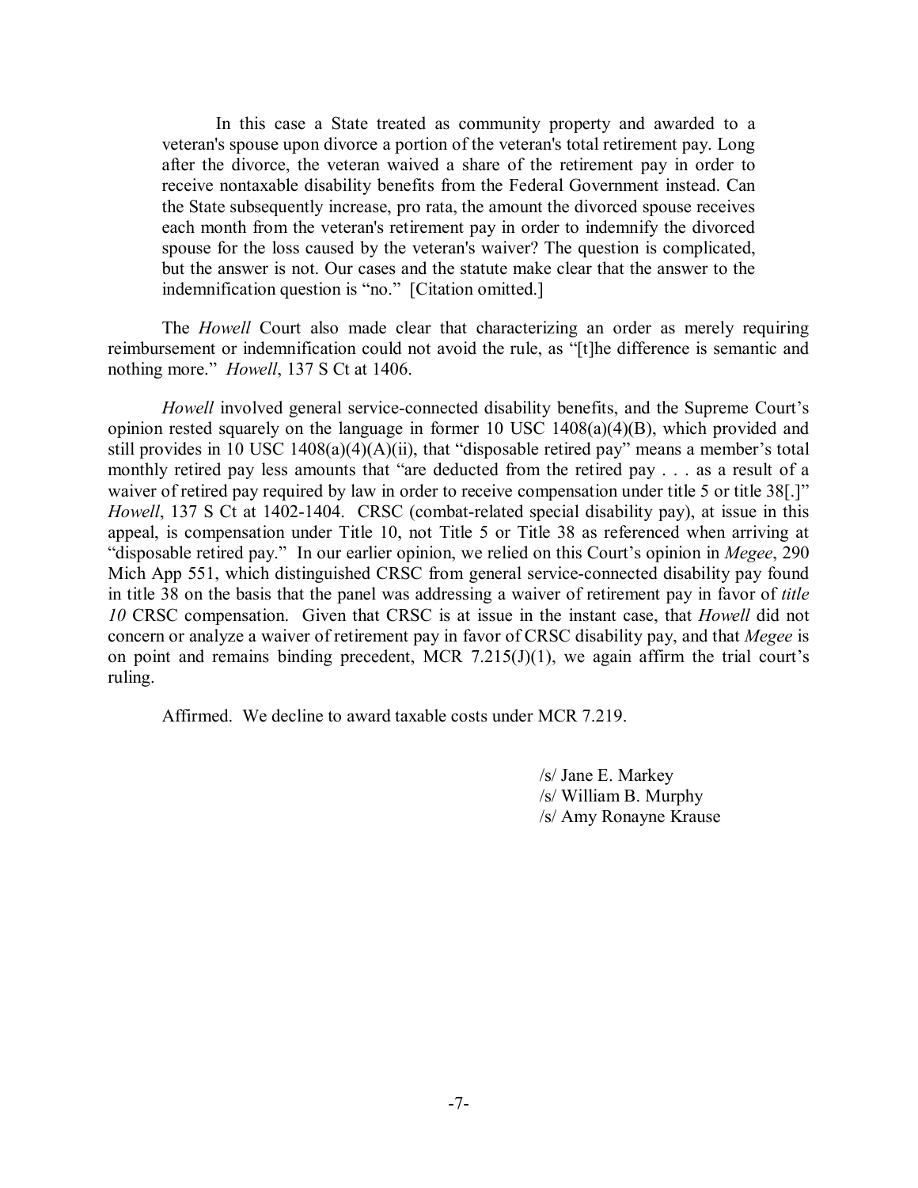> In this case a State treated as community property and awarded to a veteran's spouse upon divorce a portion of the veteran's total retirement pay. Long after the divorce, the veteran waived a share of the retirement pay in order to receive nontaxable disability benefits from the Federal Government instead. Can the State subsequently increase, pro rata, the amount the divorced spouse receives each month from the veteran's retirement pay in order to indemnify the divorced spouse for the loss caused by the veteran's waiver? The question is complicated, but the answer is not. Our cases and the statute make clear that the answer to the indemnification question is "no." [Citation omitted.]

The *Howell* Court also made clear that characterizing an order as merely requiring reimbursement or indemnification could not avoid the rule, as "[t]he difference is semantic and nothing more." *Howell*, 137 S Ct at 1406.

*Howell* involved general service-connected disability benefits, and the Supreme Court's opinion rested squarely on the language in former 10 USC 1408(a)(4)(B), which provided and still provides in 10 USC 1408(a)(4)(A)(ii), that "disposable retired pay" means a member's total monthly retired pay less amounts that "are deducted from the retired pay . . . as a result of a waiver of retired pay required by law in order to receive compensation under title 5 or title 38[.]" *Howell*, 137 S Ct at 1402-1404. CRSC (combat-related special disability pay), at issue in this appeal, is compensation under Title 10, not Title 5 or Title 38 as referenced when arriving at "disposable retired pay." In our earlier opinion, we relied on this Court's opinion in *Megee*, 290 Mich App 551, which distinguished CRSC from general service-connected disability pay found in title 38 on the basis that the panel was addressing a waiver of retirement pay in favor of *title 10* CRSC compensation. Given that CRSC is at issue in the instant case, that *Howell* did not concern or analyze a waiver of retirement pay in favor of CRSC disability pay, and that *Megee* is on point and remains binding precedent, MCR 7.215(J)(1), we again affirm the trial court's ruling.

Affirmed. We decline to award taxable costs under MCR 7.219.

/s/ Jane E. Markey
/s/ William B. Murphy
/s/ Amy Ronayne Krause